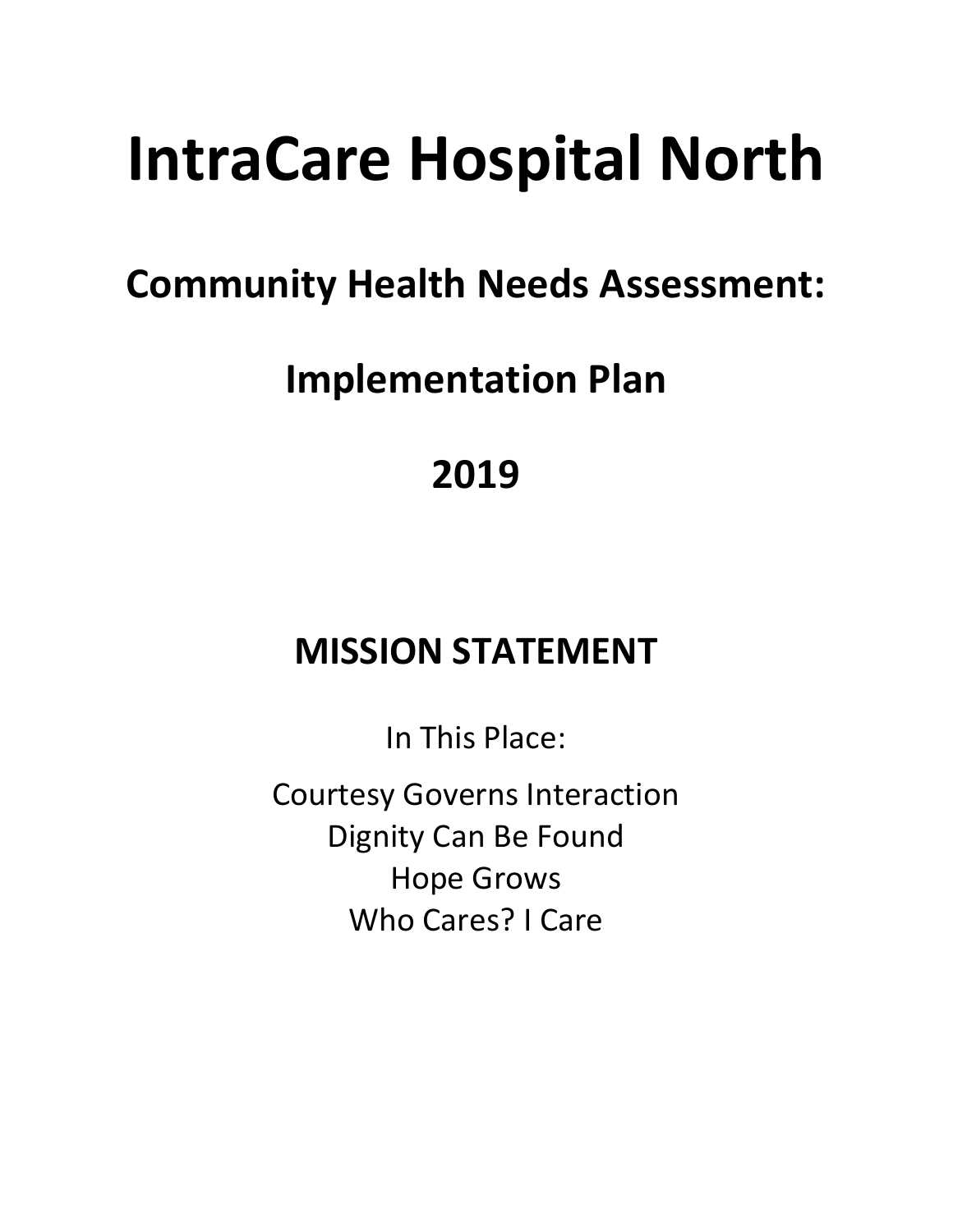# IntraCare Hospital North

## Community Health Needs Assessment:

## Implementation Plan

## 2019

## MISSION STATEMENT

In This Place:

Courtesy Governs Interaction
Dignity Can Be Found
Hope Grows
Who Cares? I Care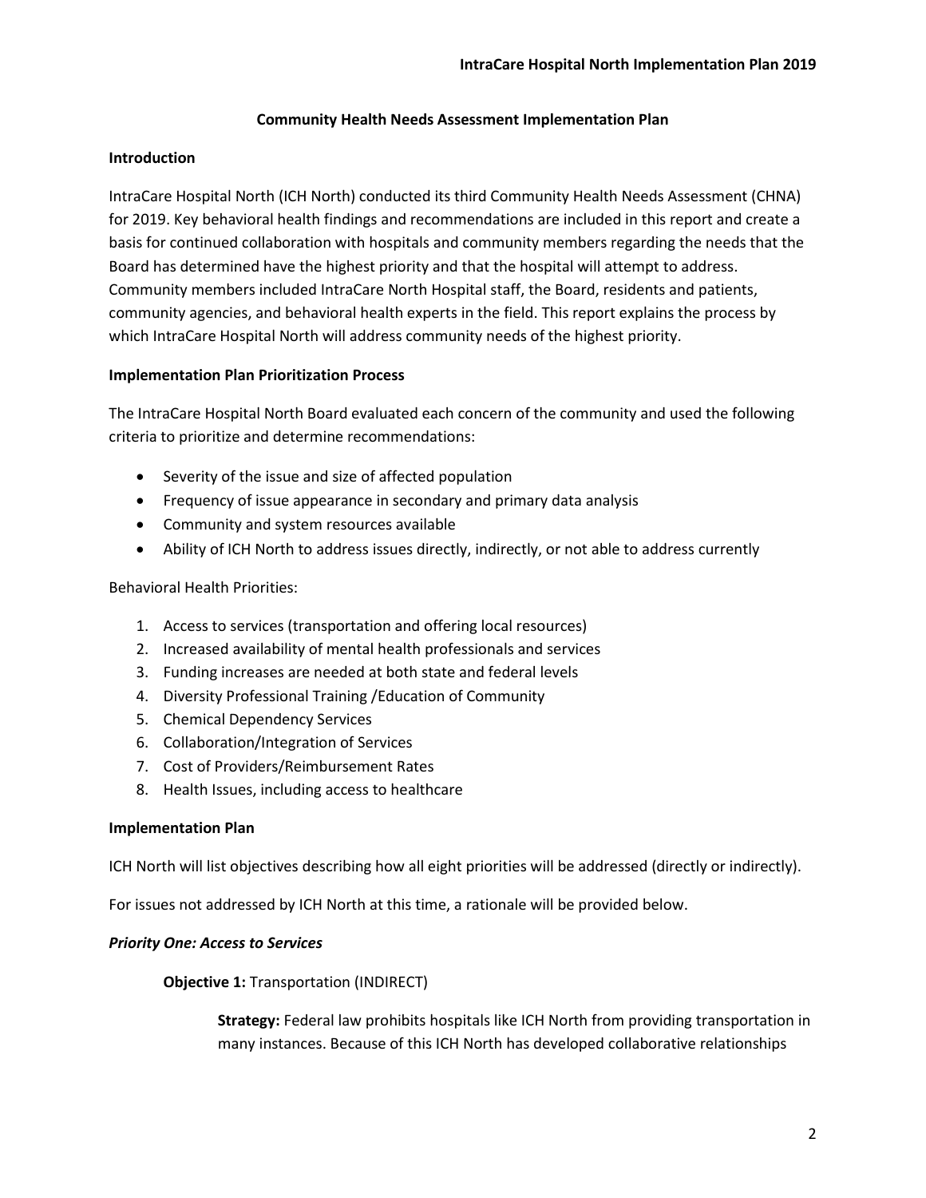## Community Health Needs Assessment Implementation Plan

### Introduction

IntraCare Hospital North (ICH North) conducted its third Community Health Needs Assessment (CHNA) for 2019. Key behavioral health findings and recommendations are included in this report and create a basis for continued collaboration with hospitals and community members regarding the needs that the Board has determined have the highest priority and that the hospital will attempt to address. Community members included IntraCare North Hospital staff, the Board, residents and patients, community agencies, and behavioral health experts in the field. This report explains the process by which IntraCare Hospital North will address community needs of the highest priority.

### Implementation Plan Prioritization Process

The IntraCare Hospital North Board evaluated each concern of the community and used the following criteria to prioritize and determine recommendations:

- Severity of the issue and size of affected population
- Frequency of issue appearance in secondary and primary data analysis
- Community and system resources available
- Ability of ICH North to address issues directly, indirectly, or not able to address currently

Behavioral Health Priorities:

1. Access to services (transportation and offering local resources)
2. Increased availability of mental health professionals and services
3. Funding increases are needed at both state and federal levels
4. Diversity Professional Training /Education of Community
5. Chemical Dependency Services
6. Collaboration/Integration of Services
7. Cost of Providers/Reimbursement Rates
8. Health Issues, including access to healthcare

### Implementation Plan

ICH North will list objectives describing how all eight priorities will be addressed (directly or indirectly).

For issues not addressed by ICH North at this time, a rationale will be provided below.

#### *Priority One: Access to Services*

**Objective 1:** Transportation (INDIRECT)

> **Strategy:** Federal law prohibits hospitals like ICH North from providing transportation in many instances. Because of this ICH North has developed collaborative relationships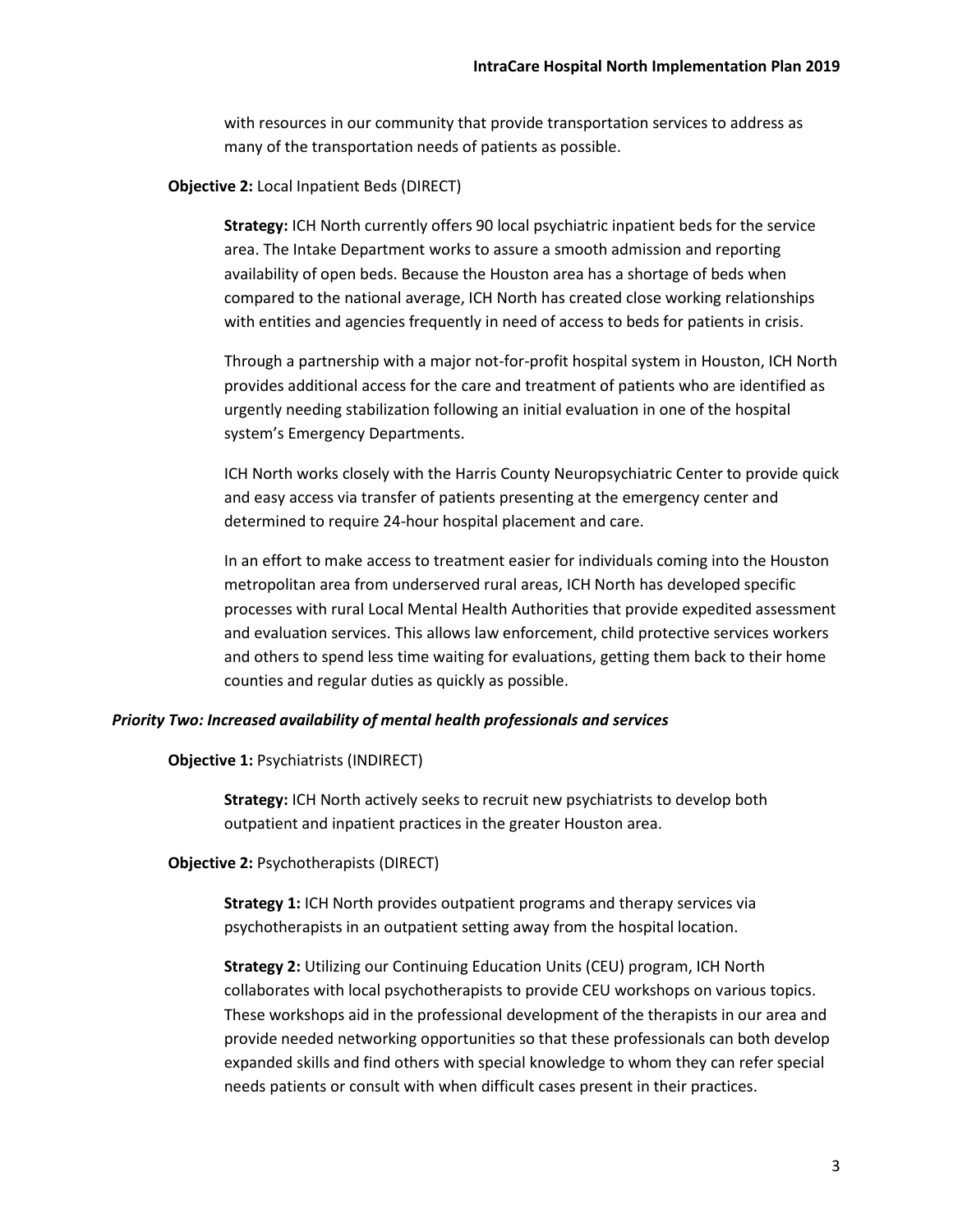with resources in our community that provide transportation services to address as many of the transportation needs of patients as possible.

**Objective 2:** Local Inpatient Beds (DIRECT)

**Strategy:** ICH North currently offers 90 local psychiatric inpatient beds for the service area. The Intake Department works to assure a smooth admission and reporting availability of open beds. Because the Houston area has a shortage of beds when compared to the national average, ICH North has created close working relationships with entities and agencies frequently in need of access to beds for patients in crisis.

Through a partnership with a major not-for-profit hospital system in Houston, ICH North provides additional access for the care and treatment of patients who are identified as urgently needing stabilization following an initial evaluation in one of the hospital system's Emergency Departments.

ICH North works closely with the Harris County Neuropsychiatric Center to provide quick and easy access via transfer of patients presenting at the emergency center and determined to require 24-hour hospital placement and care.

In an effort to make access to treatment easier for individuals coming into the Houston metropolitan area from underserved rural areas, ICH North has developed specific processes with rural Local Mental Health Authorities that provide expedited assessment and evaluation services. This allows law enforcement, child protective services workers and others to spend less time waiting for evaluations, getting them back to their home counties and regular duties as quickly as possible.

***Priority Two: Increased availability of mental health professionals and services***

**Objective 1:** Psychiatrists (INDIRECT)

**Strategy:** ICH North actively seeks to recruit new psychiatrists to develop both outpatient and inpatient practices in the greater Houston area.

**Objective 2:** Psychotherapists (DIRECT)

**Strategy 1:** ICH North provides outpatient programs and therapy services via psychotherapists in an outpatient setting away from the hospital location.

**Strategy 2:** Utilizing our Continuing Education Units (CEU) program, ICH North collaborates with local psychotherapists to provide CEU workshops on various topics. These workshops aid in the professional development of the therapists in our area and provide needed networking opportunities so that these professionals can both develop expanded skills and find others with special knowledge to whom they can refer special needs patients or consult with when difficult cases present in their practices.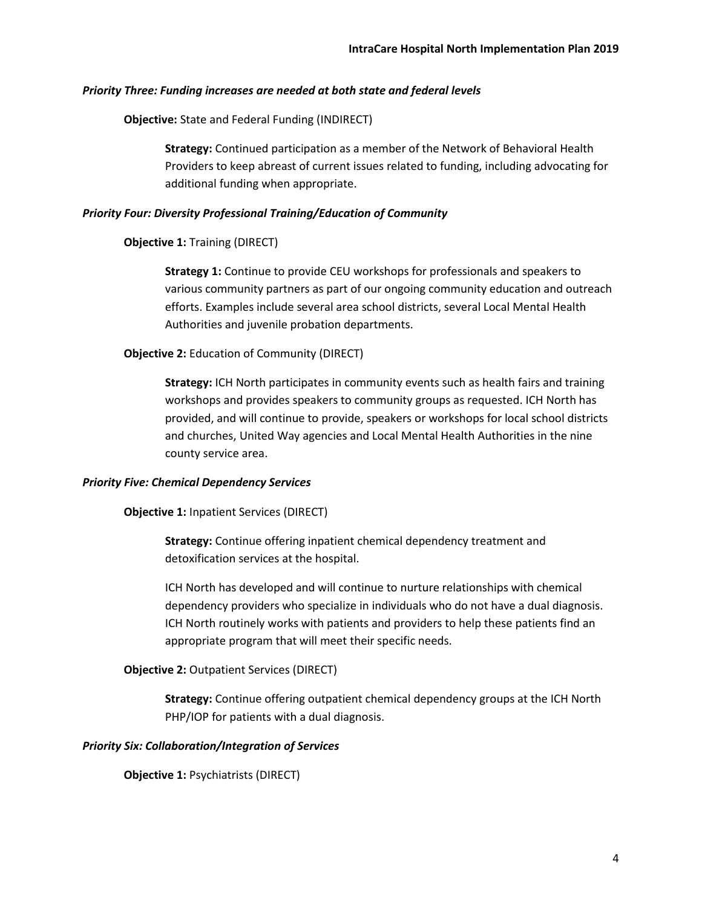### *Priority Three: Funding increases are needed at both state and federal levels*

**Objective:** State and Federal Funding (INDIRECT)

**Strategy:** Continued participation as a member of the Network of Behavioral Health Providers to keep abreast of current issues related to funding, including advocating for additional funding when appropriate.

### *Priority Four: Diversity Professional Training/Education of Community*

**Objective 1:** Training (DIRECT)

**Strategy 1:** Continue to provide CEU workshops for professionals and speakers to various community partners as part of our ongoing community education and outreach efforts. Examples include several area school districts, several Local Mental Health Authorities and juvenile probation departments.

**Objective 2:** Education of Community (DIRECT)

**Strategy:** ICH North participates in community events such as health fairs and training workshops and provides speakers to community groups as requested. ICH North has provided, and will continue to provide, speakers or workshops for local school districts and churches, United Way agencies and Local Mental Health Authorities in the nine county service area.

### *Priority Five: Chemical Dependency Services*

**Objective 1:** Inpatient Services (DIRECT)

**Strategy:** Continue offering inpatient chemical dependency treatment and detoxification services at the hospital.

ICH North has developed and will continue to nurture relationships with chemical dependency providers who specialize in individuals who do not have a dual diagnosis. ICH North routinely works with patients and providers to help these patients find an appropriate program that will meet their specific needs.

**Objective 2:** Outpatient Services (DIRECT)

**Strategy:** Continue offering outpatient chemical dependency groups at the ICH North PHP/IOP for patients with a dual diagnosis.

### *Priority Six: Collaboration/Integration of Services*

**Objective 1:** Psychiatrists (DIRECT)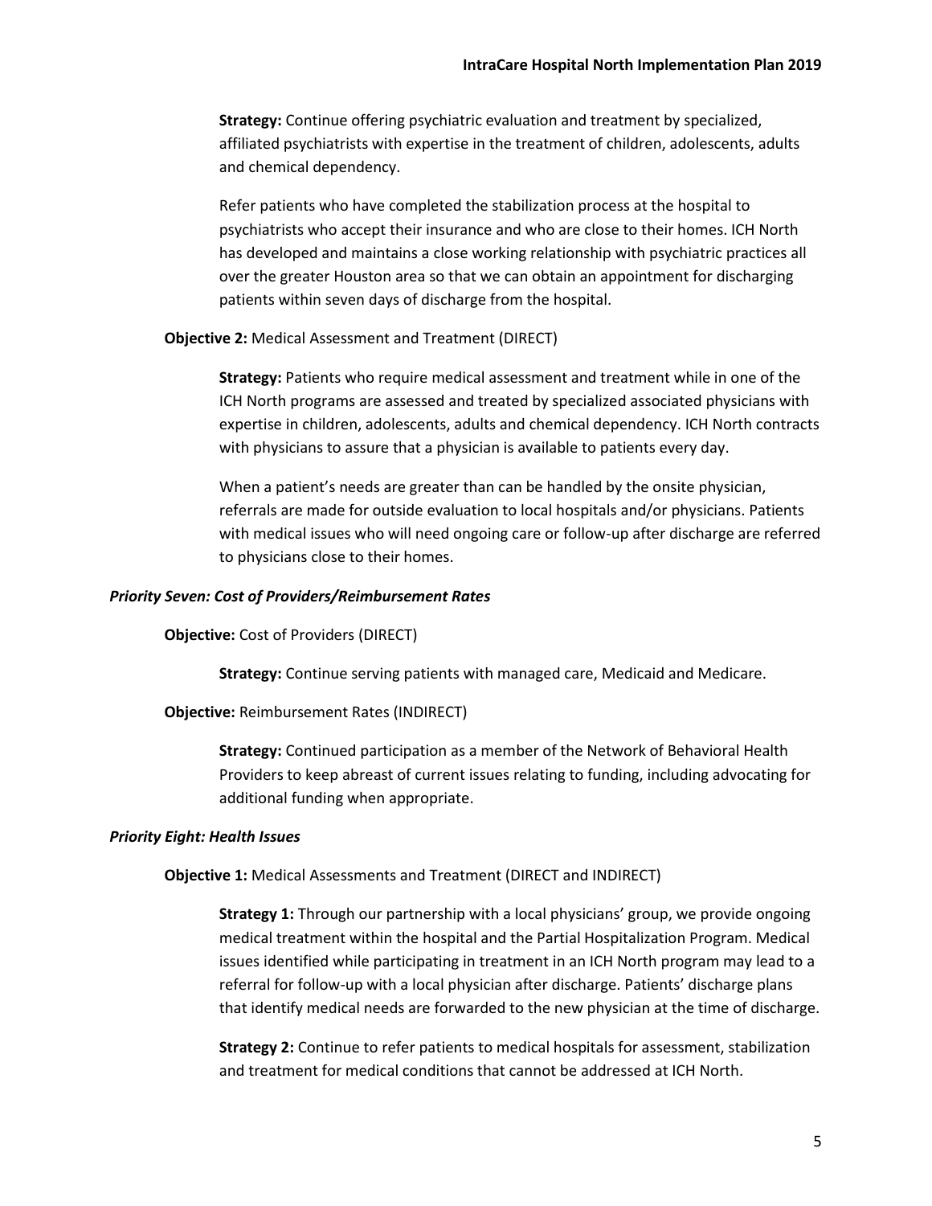**Strategy:** Continue offering psychiatric evaluation and treatment by specialized, affiliated psychiatrists with expertise in the treatment of children, adolescents, adults and chemical dependency.

Refer patients who have completed the stabilization process at the hospital to psychiatrists who accept their insurance and who are close to their homes. ICH North has developed and maintains a close working relationship with psychiatric practices all over the greater Houston area so that we can obtain an appointment for discharging patients within seven days of discharge from the hospital.

**Objective 2:** Medical Assessment and Treatment (DIRECT)

**Strategy:** Patients who require medical assessment and treatment while in one of the ICH North programs are assessed and treated by specialized associated physicians with expertise in children, adolescents, adults and chemical dependency. ICH North contracts with physicians to assure that a physician is available to patients every day.

When a patient's needs are greater than can be handled by the onsite physician, referrals are made for outside evaluation to local hospitals and/or physicians. Patients with medical issues who will need ongoing care or follow-up after discharge are referred to physicians close to their homes.

***Priority Seven: Cost of Providers/Reimbursement Rates***

**Objective:** Cost of Providers (DIRECT)

**Strategy:** Continue serving patients with managed care, Medicaid and Medicare.

**Objective:** Reimbursement Rates (INDIRECT)

**Strategy:** Continued participation as a member of the Network of Behavioral Health Providers to keep abreast of current issues relating to funding, including advocating for additional funding when appropriate.

***Priority Eight: Health Issues***

**Objective 1:** Medical Assessments and Treatment (DIRECT and INDIRECT)

**Strategy 1:** Through our partnership with a local physicians' group, we provide ongoing medical treatment within the hospital and the Partial Hospitalization Program. Medical issues identified while participating in treatment in an ICH North program may lead to a referral for follow-up with a local physician after discharge. Patients' discharge plans that identify medical needs are forwarded to the new physician at the time of discharge.

**Strategy 2:** Continue to refer patients to medical hospitals for assessment, stabilization and treatment for medical conditions that cannot be addressed at ICH North.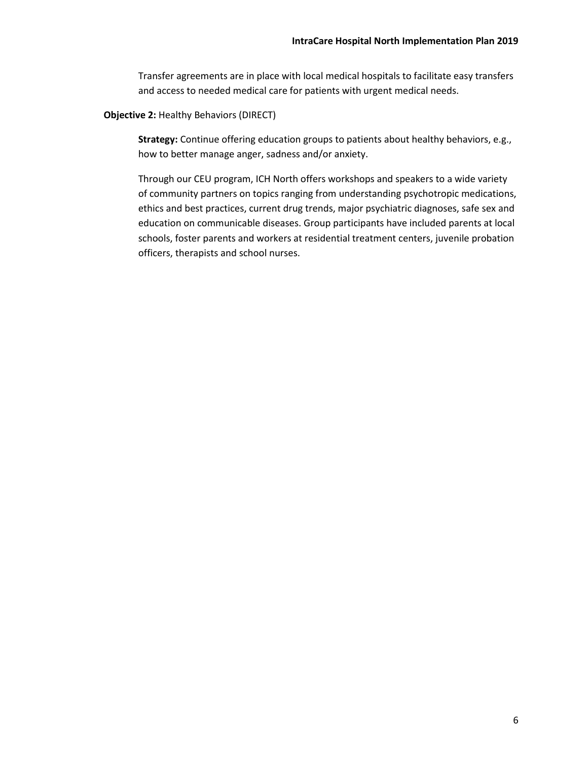Transfer agreements are in place with local medical hospitals to facilitate easy transfers and access to needed medical care for patients with urgent medical needs.

**Objective 2:** Healthy Behaviors (DIRECT)

**Strategy:** Continue offering education groups to patients about healthy behaviors, e.g., how to better manage anger, sadness and/or anxiety.

Through our CEU program, ICH North offers workshops and speakers to a wide variety of community partners on topics ranging from understanding psychotropic medications, ethics and best practices, current drug trends, major psychiatric diagnoses, safe sex and education on communicable diseases. Group participants have included parents at local schools, foster parents and workers at residential treatment centers, juvenile probation officers, therapists and school nurses.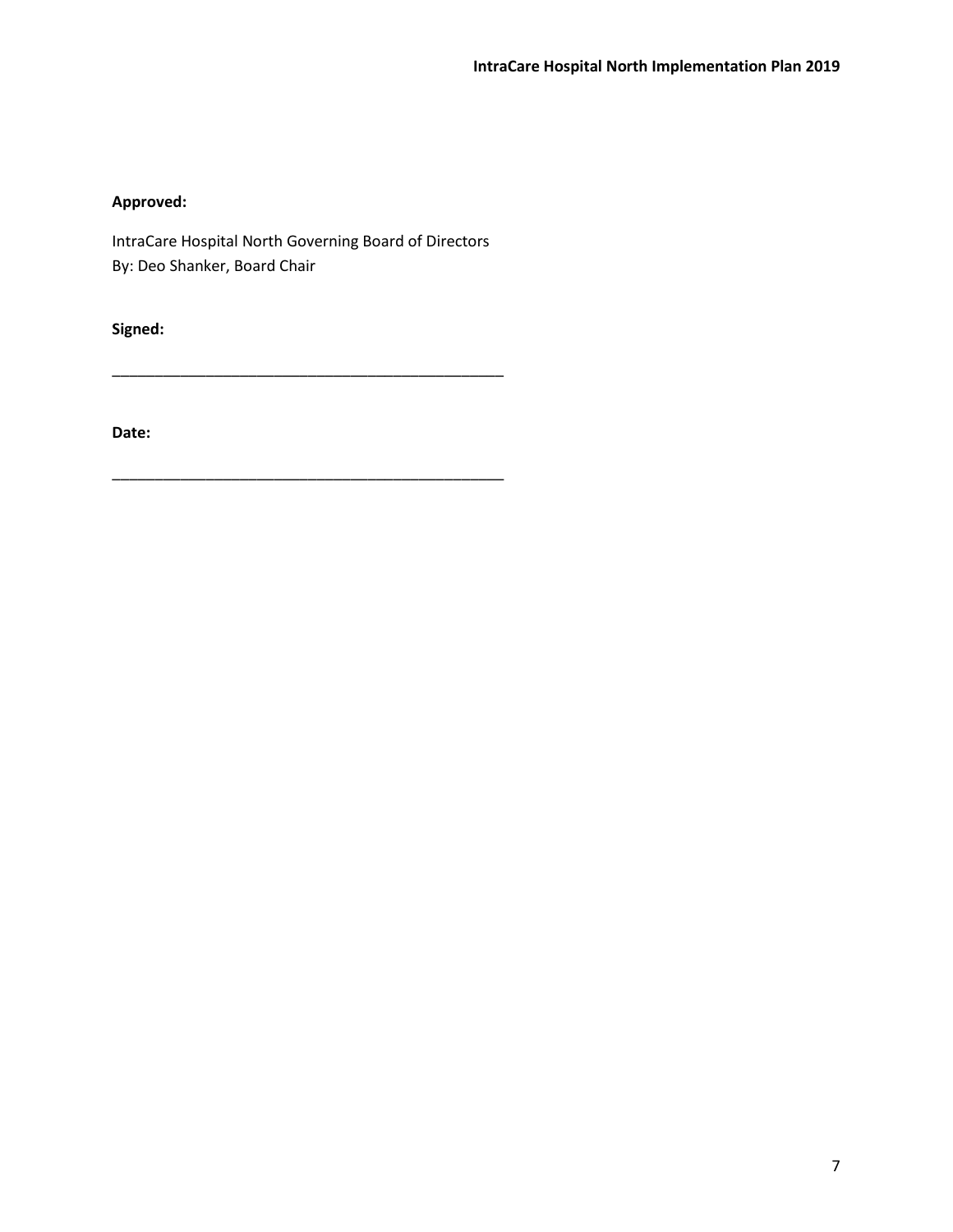**Approved:**

IntraCare Hospital North Governing Board of Directors
By: Deo Shanker, Board Chair

**Signed:**

_______________________________________________

**Date:**

_______________________________________________